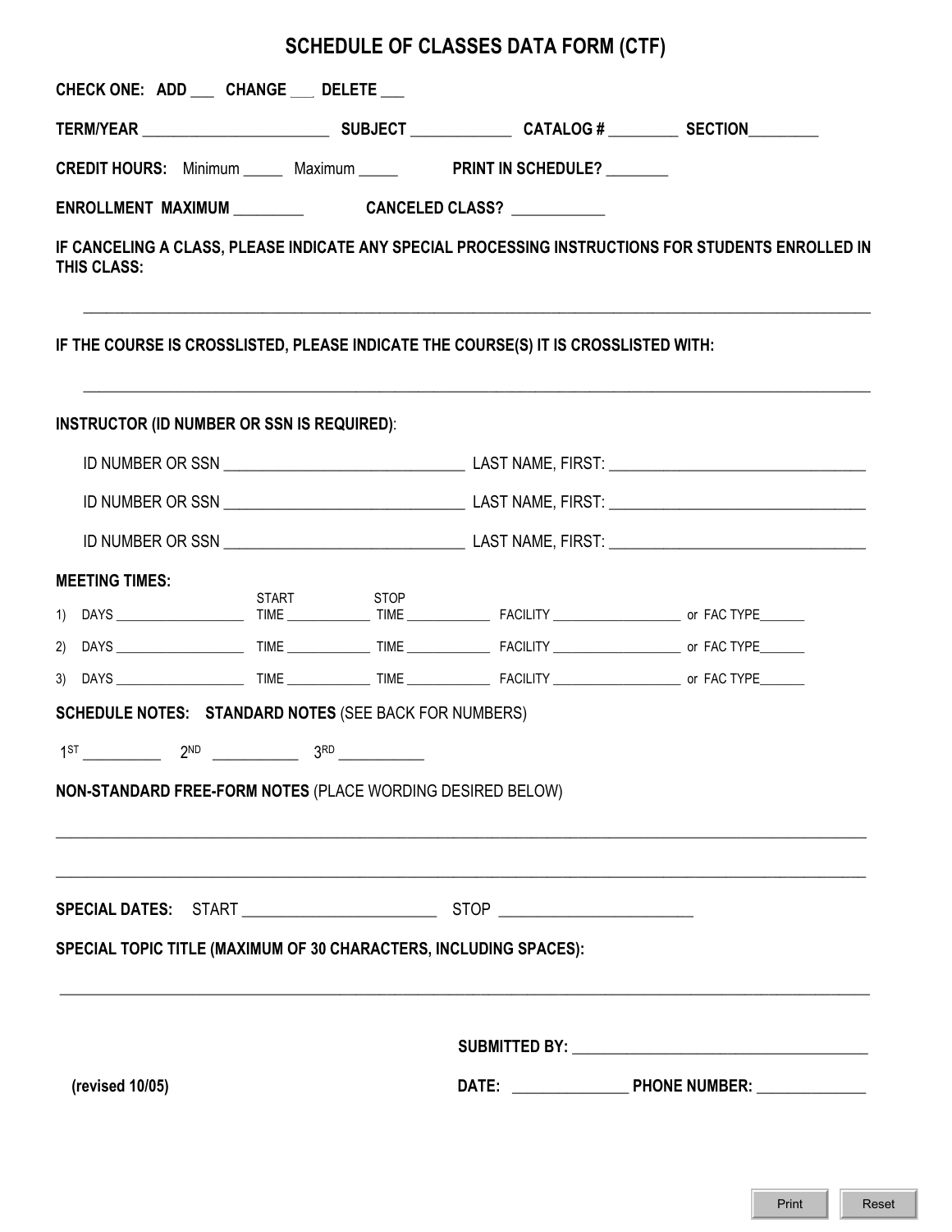# SCHEDULE OF CLASSES DATA FORM (CTF)

**CHECK ONE: ADD ___ CHANGE ___ DELETE ___**

**TERM/YEAR** ______________________ **SUBJECT** ____________ **CATALOG #** ________ **SECTION**________

**CREDIT HOURS:** Minimum _____ Maximum _____ **PRINT IN SCHEDULE?** ________

**ENROLLMENT MAXIMUM** ________ **CANCELED CLASS?** ___________

**IF CANCELING A CLASS, PLEASE INDICATE ANY SPECIAL PROCESSING INSTRUCTIONS FOR STUDENTS ENROLLED IN THIS CLASS:**

_______________________________________________________________________________________

**IF THE COURSE IS CROSSLISTED, PLEASE INDICATE THE COURSE(S) IT IS CROSSLISTED WITH:**

_______________________________________________________________________________________

**INSTRUCTOR (ID NUMBER OR SSN IS REQUIRED)**:

ID NUMBER OR SSN ____________________________ LAST NAME, FIRST: ______________________________

ID NUMBER OR SSN ____________________________ LAST NAME, FIRST: ______________________________

ID NUMBER OR SSN ____________________________ LAST NAME, FIRST: ______________________________

**MEETING TIMES:**

1) DAYS __________________ START TIME ___________ STOP TIME ___________ FACILITY __________________ or FAC TYPE_______

2) DAYS __________________ TIME ___________ TIME ___________ FACILITY __________________ or FAC TYPE_______

3) DAYS __________________ TIME ___________ TIME ___________ FACILITY __________________ or FAC TYPE_______

**SCHEDULE NOTES: STANDARD NOTES** (SEE BACK FOR NUMBERS)

1ST __________ 2ND ___________ 3RD ___________

**NON-STANDARD FREE-FORM NOTES** (PLACE WORDING DESIRED BELOW)

_______________________________________________________________________________________

_______________________________________________________________________________________

**SPECIAL DATES:** START _______________________ STOP _______________________

**SPECIAL TOPIC TITLE (MAXIMUM OF 30 CHARACTERS, INCLUDING SPACES):**

_______________________________________________________________________________________

**SUBMITTED BY:** ___________________________________

**(revised 10/05)**

**DATE:** ______________ **PHONE NUMBER:** _____________

Print Reset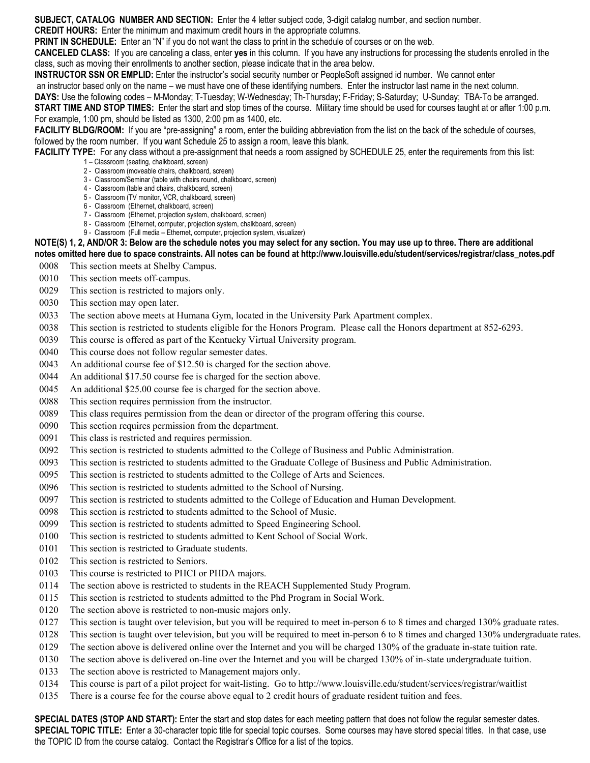**SUBJECT, CATALOG NUMBER AND SECTION:** Enter the 4 letter subject code, 3-digit catalog number, and section number.

**CREDIT HOURS:** Enter the minimum and maximum credit hours in the appropriate columns.

**PRINT IN SCHEDULE:** Enter an "N" if you do not want the class to print in the schedule of courses or on the web.

**CANCELED CLASS:** If you are canceling a class, enter **yes** in this column. If you have any instructions for processing the students enrolled in the class, such as moving their enrollments to another section, please indicate that in the area below.

**INSTRUCTOR SSN OR EMPLID:** Enter the instructor's social security number or PeopleSoft assigned id number. We cannot enter an instructor based only on the name – we must have one of these identifying numbers. Enter the instructor last name in the next column.

**DAYS:** Use the following codes – M-Monday; T-Tuesday; W-Wednesday; Th-Thursday; F-Friday; S-Saturday; U-Sunday; TBA-To be arranged.

**START TIME AND STOP TIMES:** Enter the start and stop times of the course. Military time should be used for courses taught at or after 1:00 p.m. For example, 1:00 pm, should be listed as 1300, 2:00 pm as 1400, etc.

**FACILITY BLDG/ROOM:** If you are "pre-assigning" a room, enter the building abbreviation from the list on the back of the schedule of courses, followed by the room number. If you want Schedule 25 to assign a room, leave this blank.

**FACILITY TYPE:** For any class without a pre-assignment that needs a room assigned by SCHEDULE 25, enter the requirements from this list:

1 – Classroom (seating, chalkboard, screen)
2 - Classroom (moveable chairs, chalkboard, screen)
3 - Classroom/Seminar (table with chairs round, chalkboard, screen)
4 - Classroom (table and chairs, chalkboard, screen)
5 - Classroom (TV monitor, VCR, chalkboard, screen)
6 - Classroom (Ethernet, chalkboard, screen)
7 - Classroom (Ethernet, projection system, chalkboard, screen)
8 - Classroom (Ethernet, computer, projection system, chalkboard, screen)
9 - Classroom (Full media – Ethernet, computer, projection system, visualizer)

**NOTE(S) 1, 2, AND/OR 3: Below are the schedule notes you may select for any section. You may use up to three. There are additional notes omitted here due to space constraints. All notes can be found at http://www.louisville.edu/student/services/registrar/class_notes.pdf**

0008 This section meets at Shelby Campus.
0010 This section meets off-campus.
0029 This section is restricted to majors only.
0030 This section may open later.
0033 The section above meets at Humana Gym, located in the University Park Apartment complex.
0038 This section is restricted to students eligible for the Honors Program. Please call the Honors department at 852-6293.
0039 This course is offered as part of the Kentucky Virtual University program.
0040 This course does not follow regular semester dates.
0043 An additional course fee of $12.50 is charged for the section above.
0044 An additional $17.50 course fee is charged for the section above.
0045 An additional $25.00 course fee is charged for the section above.
0088 This section requires permission from the instructor.
0089 This class requires permission from the dean or director of the program offering this course.
0090 This section requires permission from the department.
0091 This class is restricted and requires permission.
0092 This section is restricted to students admitted to the College of Business and Public Administration.
0093 This section is restricted to students admitted to the Graduate College of Business and Public Administration.
0095 This section is restricted to students admitted to the College of Arts and Sciences.
0096 This section is restricted to students admitted to the School of Nursing.
0097 This section is restricted to students admitted to the College of Education and Human Development.
0098 This section is restricted to students admitted to the School of Music.
0099 This section is restricted to students admitted to Speed Engineering School.
0100 This section is restricted to students admitted to Kent School of Social Work.
0101 This section is restricted to Graduate students.
0102 This section is restricted to Seniors.
0103 This course is restricted to PHCI or PHDA majors.
0114 The section above is restricted to students in the REACH Supplemented Study Program.
0115 This section is restricted to students admitted to the Phd Program in Social Work.
0120 The section above is restricted to non-music majors only.
0127 This section is taught over television, but you will be required to meet in-person 6 to 8 times and charged 130% graduate rates.
0128 This section is taught over television, but you will be required to meet in-person 6 to 8 times and charged 130% undergraduate rates.
0129 The section above is delivered online over the Internet and you will be charged 130% of the graduate in-state tuition rate.
0130 The section above is delivered on-line over the Internet and you will be charged 130% of in-state undergraduate tuition.
0133 The section above is restricted to Management majors only.
0134 This course is part of a pilot project for wait-listing. Go to http://www.louisville.edu/student/services/registrar/waitlist
0135 There is a course fee for the course above equal to 2 credit hours of graduate resident tuition and fees.

**SPECIAL DATES (STOP AND START):** Enter the start and stop dates for each meeting pattern that does not follow the regular semester dates.

**SPECIAL TOPIC TITLE:** Enter a 30-character topic title for special topic courses. Some courses may have stored special titles. In that case, use the TOPIC ID from the course catalog. Contact the Registrar's Office for a list of the topics.